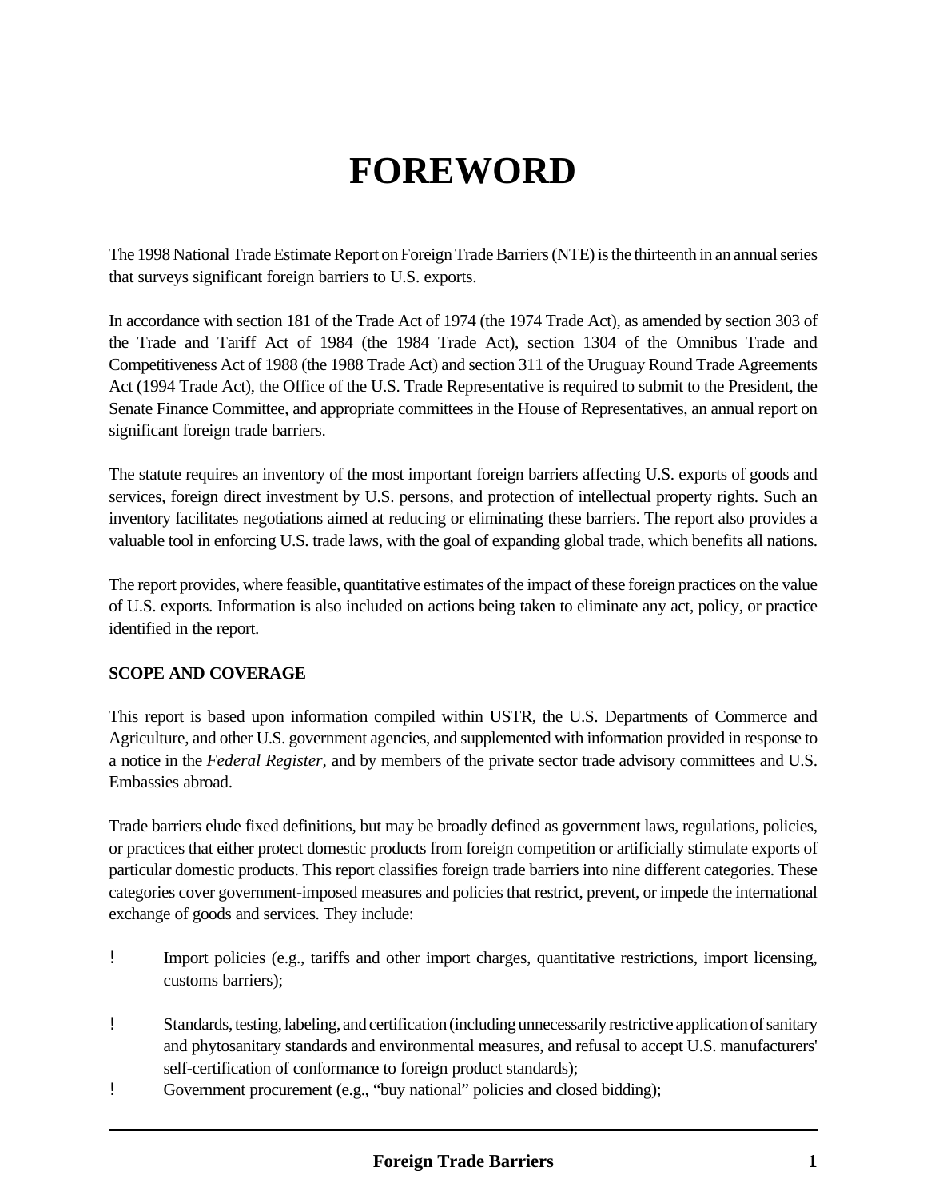# FOREWORD

The 1998 National Trade Estimate Report on Foreign Trade Barriers (NTE) is the thirteenth in an annual series that surveys significant foreign barriers to U.S. exports.

In accordance with section 181 of the Trade Act of 1974 (the 1974 Trade Act), as amended by section 303 of the Trade and Tariff Act of 1984 (the 1984 Trade Act), section 1304 of the Omnibus Trade and Competitiveness Act of 1988 (the 1988 Trade Act) and section 311 of the Uruguay Round Trade Agreements Act (1994 Trade Act), the Office of the U.S. Trade Representative is required to submit to the President, the Senate Finance Committee, and appropriate committees in the House of Representatives, an annual report on significant foreign trade barriers.

The statute requires an inventory of the most important foreign barriers affecting U.S. exports of goods and services, foreign direct investment by U.S. persons, and protection of intellectual property rights. Such an inventory facilitates negotiations aimed at reducing or eliminating these barriers. The report also provides a valuable tool in enforcing U.S. trade laws, with the goal of expanding global trade, which benefits all nations.

The report provides, where feasible, quantitative estimates of the impact of these foreign practices on the value of U.S. exports. Information is also included on actions being taken to eliminate any act, policy, or practice identified in the report.

**SCOPE AND COVERAGE**

This report is based upon information compiled within USTR, the U.S. Departments of Commerce and Agriculture, and other U.S. government agencies, and supplemented with information provided in response to a notice in the *Federal Register,* and by members of the private sector trade advisory committees and U.S. Embassies abroad.

Trade barriers elude fixed definitions, but may be broadly defined as government laws, regulations, policies, or practices that either protect domestic products from foreign competition or artificially stimulate exports of particular domestic products. This report classifies foreign trade barriers into nine different categories. These categories cover government-imposed measures and policies that restrict, prevent, or impede the international exchange of goods and services. They include:

- Import policies (e.g., tariffs and other import charges, quantitative restrictions, import licensing, customs barriers);
- Standards, testing, labeling, and certification (including unnecessarily restrictive application of sanitary and phytosanitary standards and environmental measures, and refusal to accept U.S. manufacturers' self-certification of conformance to foreign product standards);
- Government procurement (e.g., "buy national" policies and closed bidding);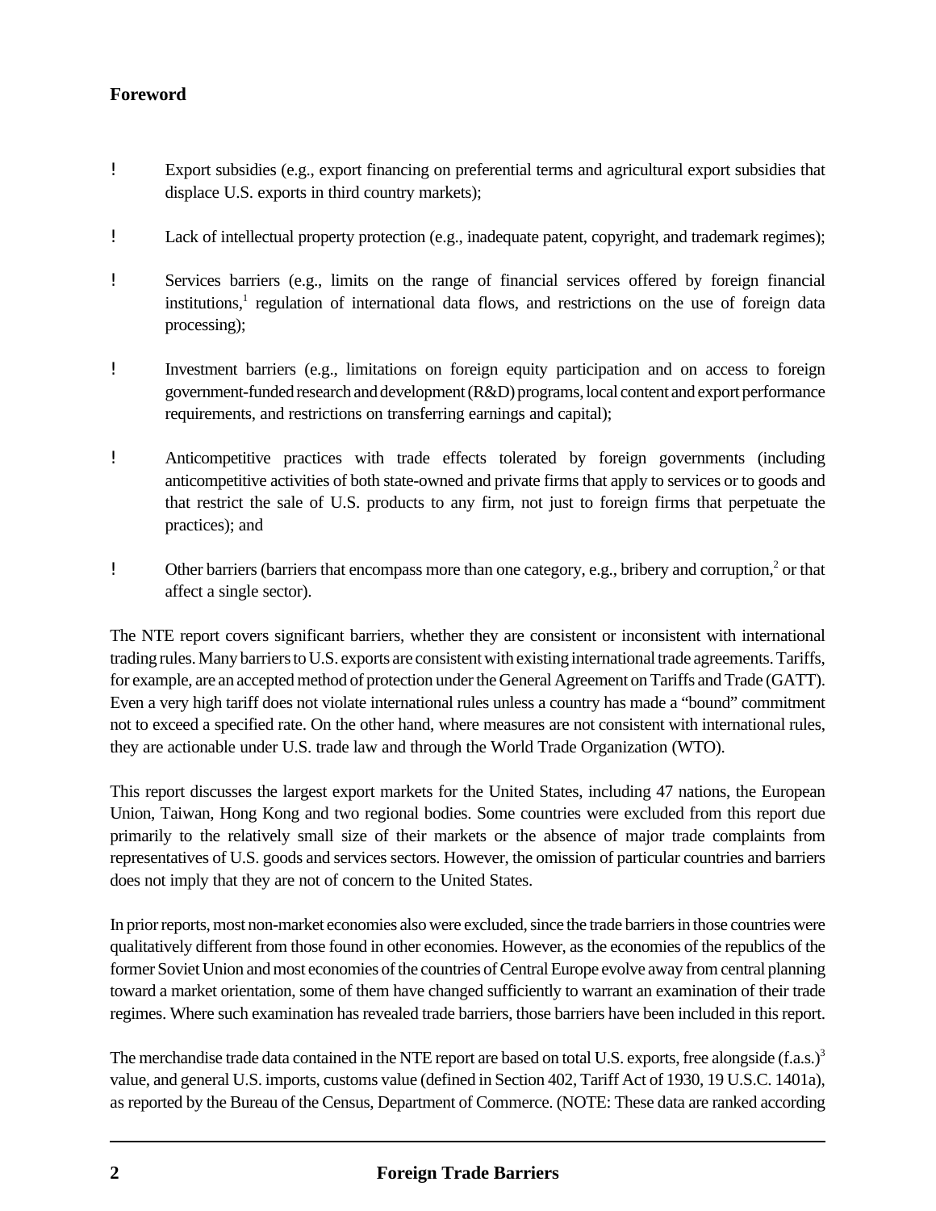**Foreword**

- Export subsidies (e.g., export financing on preferential terms and agricultural export subsidies that displace U.S. exports in third country markets);

- Lack of intellectual property protection (e.g., inadequate patent, copyright, and trademark regimes);

- Services barriers (e.g., limits on the range of financial services offered by foreign financial institutions,[1] regulation of international data flows, and restrictions on the use of foreign data processing);

- Investment barriers (e.g., limitations on foreign equity participation and on access to foreign government-funded research and development (R&D) programs, local content and export performance requirements, and restrictions on transferring earnings and capital);

- Anticompetitive practices with trade effects tolerated by foreign governments (including anticompetitive activities of both state-owned and private firms that apply to services or to goods and that restrict the sale of U.S. products to any firm, not just to foreign firms that perpetuate the practices); and

- Other barriers (barriers that encompass more than one category, e.g., bribery and corruption,[2] or that affect a single sector).

The NTE report covers significant barriers, whether they are consistent or inconsistent with international trading rules. Many barriers to U.S. exports are consistent with existing international trade agreements. Tariffs, for example, are an accepted method of protection under the General Agreement on Tariffs and Trade (GATT). Even a very high tariff does not violate international rules unless a country has made a "bound" commitment not to exceed a specified rate. On the other hand, where measures are not consistent with international rules, they are actionable under U.S. trade law and through the World Trade Organization (WTO).

This report discusses the largest export markets for the United States, including 47 nations, the European Union, Taiwan, Hong Kong and two regional bodies. Some countries were excluded from this report due primarily to the relatively small size of their markets or the absence of major trade complaints from representatives of U.S. goods and services sectors. However, the omission of particular countries and barriers does not imply that they are not of concern to the United States.

In prior reports, most non-market economies also were excluded, since the trade barriers in those countries were qualitatively different from those found in other economies. However, as the economies of the republics of the former Soviet Union and most economies of the countries of Central Europe evolve away from central planning toward a market orientation, some of them have changed sufficiently to warrant an examination of their trade regimes. Where such examination has revealed trade barriers, those barriers have been included in this report.

The merchandise trade data contained in the NTE report are based on total U.S. exports, free alongside (f.a.s.)[3] value, and general U.S. imports, customs value (defined in Section 402, Tariff Act of 1930, 19 U.S.C. 1401a), as reported by the Bureau of the Census, Department of Commerce. (NOTE: These data are ranked according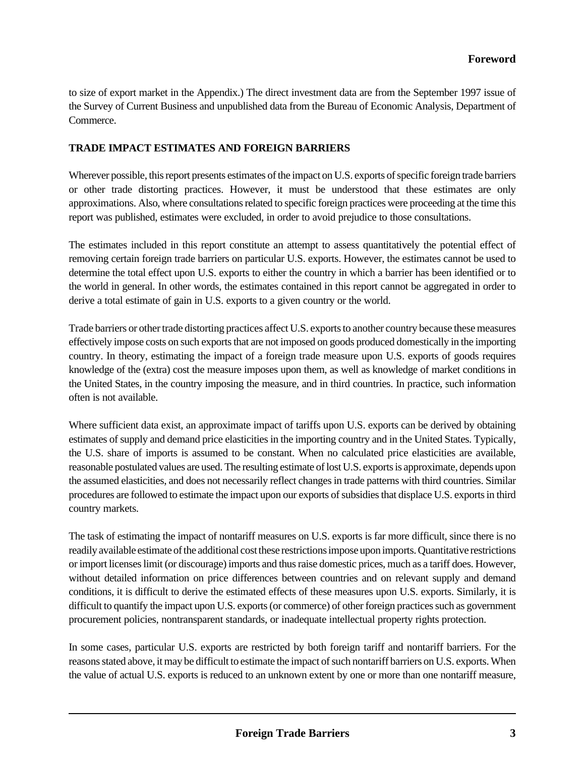to size of export market in the Appendix.) The direct investment data are from the September 1997 issue of the Survey of Current Business and unpublished data from the Bureau of Economic Analysis, Department of Commerce.

## TRADE IMPACT ESTIMATES AND FOREIGN BARRIERS

Wherever possible, this report presents estimates of the impact on U.S. exports of specific foreign trade barriers or other trade distorting practices. However, it must be understood that these estimates are only approximations. Also, where consultations related to specific foreign practices were proceeding at the time this report was published, estimates were excluded, in order to avoid prejudice to those consultations.

The estimates included in this report constitute an attempt to assess quantitatively the potential effect of removing certain foreign trade barriers on particular U.S. exports. However, the estimates cannot be used to determine the total effect upon U.S. exports to either the country in which a barrier has been identified or to the world in general. In other words, the estimates contained in this report cannot be aggregated in order to derive a total estimate of gain in U.S. exports to a given country or the world.

Trade barriers or other trade distorting practices affect U.S. exports to another country because these measures effectively impose costs on such exports that are not imposed on goods produced domestically in the importing country. In theory, estimating the impact of a foreign trade measure upon U.S. exports of goods requires knowledge of the (extra) cost the measure imposes upon them, as well as knowledge of market conditions in the United States, in the country imposing the measure, and in third countries. In practice, such information often is not available.

Where sufficient data exist, an approximate impact of tariffs upon U.S. exports can be derived by obtaining estimates of supply and demand price elasticities in the importing country and in the United States. Typically, the U.S. share of imports is assumed to be constant. When no calculated price elasticities are available, reasonable postulated values are used. The resulting estimate of lost U.S. exports is approximate, depends upon the assumed elasticities, and does not necessarily reflect changes in trade patterns with third countries. Similar procedures are followed to estimate the impact upon our exports of subsidies that displace U.S. exports in third country markets.

The task of estimating the impact of nontariff measures on U.S. exports is far more difficult, since there is no readily available estimate of the additional cost these restrictions impose upon imports. Quantitative restrictions or import licenses limit (or discourage) imports and thus raise domestic prices, much as a tariff does. However, without detailed information on price differences between countries and on relevant supply and demand conditions, it is difficult to derive the estimated effects of these measures upon U.S. exports. Similarly, it is difficult to quantify the impact upon U.S. exports (or commerce) of other foreign practices such as government procurement policies, nontransparent standards, or inadequate intellectual property rights protection.

In some cases, particular U.S. exports are restricted by both foreign tariff and nontariff barriers. For the reasons stated above, it may be difficult to estimate the impact of such nontariff barriers on U.S. exports. When the value of actual U.S. exports is reduced to an unknown extent by one or more than one nontariff measure,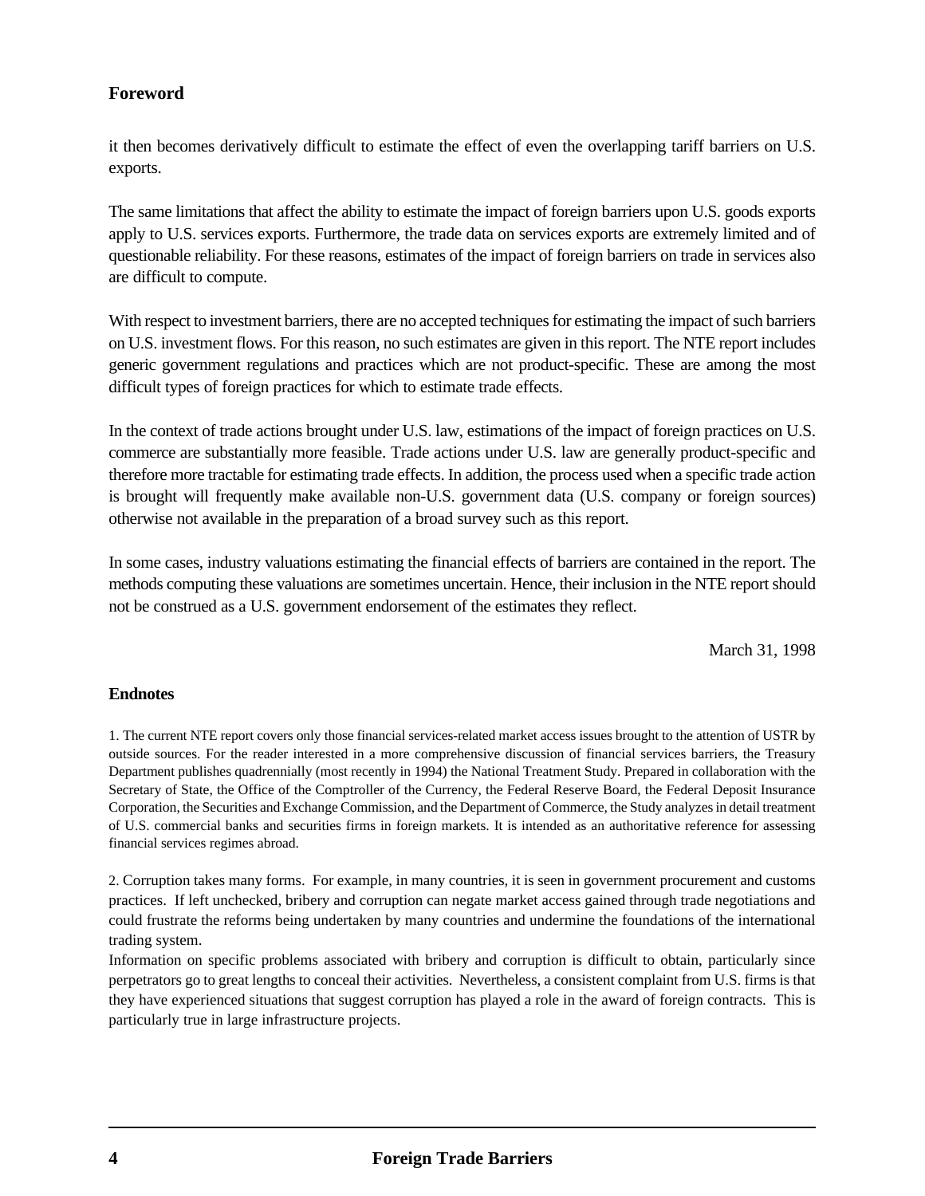## Foreword

it then becomes derivatively difficult to estimate the effect of even the overlapping tariff barriers on U.S. exports.

The same limitations that affect the ability to estimate the impact of foreign barriers upon U.S. goods exports apply to U.S. services exports. Furthermore, the trade data on services exports are extremely limited and of questionable reliability. For these reasons, estimates of the impact of foreign barriers on trade in services also are difficult to compute.

With respect to investment barriers, there are no accepted techniques for estimating the impact of such barriers on U.S. investment flows. For this reason, no such estimates are given in this report. The NTE report includes generic government regulations and practices which are not product-specific. These are among the most difficult types of foreign practices for which to estimate trade effects.

In the context of trade actions brought under U.S. law, estimations of the impact of foreign practices on U.S. commerce are substantially more feasible. Trade actions under U.S. law are generally product-specific and therefore more tractable for estimating trade effects. In addition, the process used when a specific trade action is brought will frequently make available non-U.S. government data (U.S. company or foreign sources) otherwise not available in the preparation of a broad survey such as this report.

In some cases, industry valuations estimating the financial effects of barriers are contained in the report. The methods computing these valuations are sometimes uncertain. Hence, their inclusion in the NTE report should not be construed as a U.S. government endorsement of the estimates they reflect.

March 31, 1998

### Endnotes

1. The current NTE report covers only those financial services-related market access issues brought to the attention of USTR by outside sources. For the reader interested in a more comprehensive discussion of financial services barriers, the Treasury Department publishes quadrennially (most recently in 1994) the National Treatment Study. Prepared in collaboration with the Secretary of State, the Office of the Comptroller of the Currency, the Federal Reserve Board, the Federal Deposit Insurance Corporation, the Securities and Exchange Commission, and the Department of Commerce, the Study analyzes in detail treatment of U.S. commercial banks and securities firms in foreign markets. It is intended as an authoritative reference for assessing financial services regimes abroad.

2. Corruption takes many forms. For example, in many countries, it is seen in government procurement and customs practices. If left unchecked, bribery and corruption can negate market access gained through trade negotiations and could frustrate the reforms being undertaken by many countries and undermine the foundations of the international trading system.
Information on specific problems associated with bribery and corruption is difficult to obtain, particularly since perpetrators go to great lengths to conceal their activities. Nevertheless, a consistent complaint from U.S. firms is that they have experienced situations that suggest corruption has played a role in the award of foreign contracts. This is particularly true in large infrastructure projects.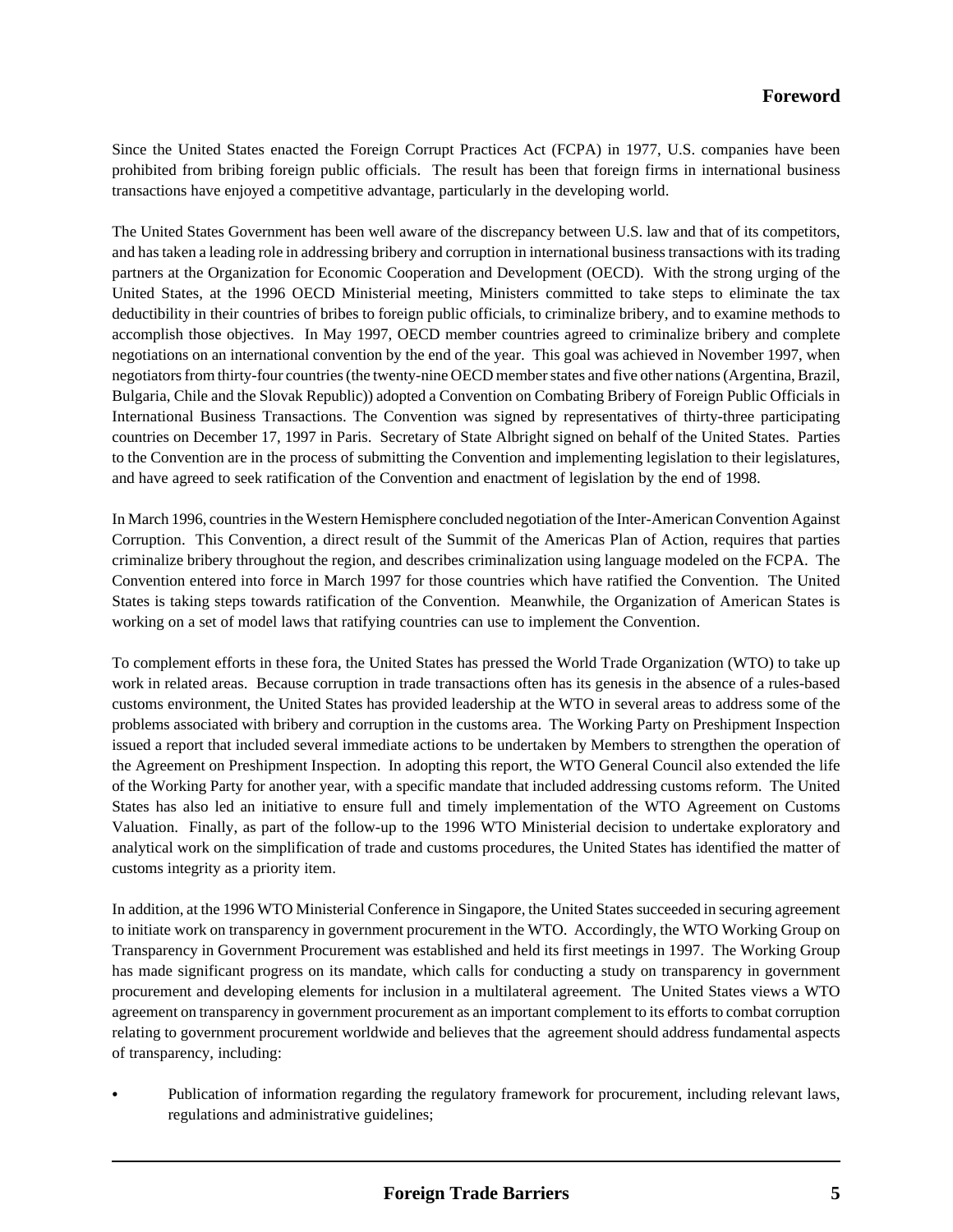## Foreword

Since the United States enacted the Foreign Corrupt Practices Act (FCPA) in 1977, U.S. companies have been prohibited from bribing foreign public officials. The result has been that foreign firms in international business transactions have enjoyed a competitive advantage, particularly in the developing world.

The United States Government has been well aware of the discrepancy between U.S. law and that of its competitors, and has taken a leading role in addressing bribery and corruption in international business transactions with its trading partners at the Organization for Economic Cooperation and Development (OECD). With the strong urging of the United States, at the 1996 OECD Ministerial meeting, Ministers committed to take steps to eliminate the tax deductibility in their countries of bribes to foreign public officials, to criminalize bribery, and to examine methods to accomplish those objectives. In May 1997, OECD member countries agreed to criminalize bribery and complete negotiations on an international convention by the end of the year. This goal was achieved in November 1997, when negotiators from thirty-four countries (the twenty-nine OECD member states and five other nations (Argentina, Brazil, Bulgaria, Chile and the Slovak Republic)) adopted a Convention on Combating Bribery of Foreign Public Officials in International Business Transactions. The Convention was signed by representatives of thirty-three participating countries on December 17, 1997 in Paris. Secretary of State Albright signed on behalf of the United States. Parties to the Convention are in the process of submitting the Convention and implementing legislation to their legislatures, and have agreed to seek ratification of the Convention and enactment of legislation by the end of 1998.

In March 1996, countries in the Western Hemisphere concluded negotiation of the Inter-American Convention Against Corruption. This Convention, a direct result of the Summit of the Americas Plan of Action, requires that parties criminalize bribery throughout the region, and describes criminalization using language modeled on the FCPA. The Convention entered into force in March 1997 for those countries which have ratified the Convention. The United States is taking steps towards ratification of the Convention. Meanwhile, the Organization of American States is working on a set of model laws that ratifying countries can use to implement the Convention.

To complement efforts in these fora, the United States has pressed the World Trade Organization (WTO) to take up work in related areas. Because corruption in trade transactions often has its genesis in the absence of a rules-based customs environment, the United States has provided leadership at the WTO in several areas to address some of the problems associated with bribery and corruption in the customs area. The Working Party on Preshipment Inspection issued a report that included several immediate actions to be undertaken by Members to strengthen the operation of the Agreement on Preshipment Inspection. In adopting this report, the WTO General Council also extended the life of the Working Party for another year, with a specific mandate that included addressing customs reform. The United States has also led an initiative to ensure full and timely implementation of the WTO Agreement on Customs Valuation. Finally, as part of the follow-up to the 1996 WTO Ministerial decision to undertake exploratory and analytical work on the simplification of trade and customs procedures, the United States has identified the matter of customs integrity as a priority item.

In addition, at the 1996 WTO Ministerial Conference in Singapore, the United States succeeded in securing agreement to initiate work on transparency in government procurement in the WTO. Accordingly, the WTO Working Group on Transparency in Government Procurement was established and held its first meetings in 1997. The Working Group has made significant progress on its mandate, which calls for conducting a study on transparency in government procurement and developing elements for inclusion in a multilateral agreement. The United States views a WTO agreement on transparency in government procurement as an important complement to its efforts to combat corruption relating to government procurement worldwide and believes that the agreement should address fundamental aspects of transparency, including:

- Publication of information regarding the regulatory framework for procurement, including relevant laws, regulations and administrative guidelines;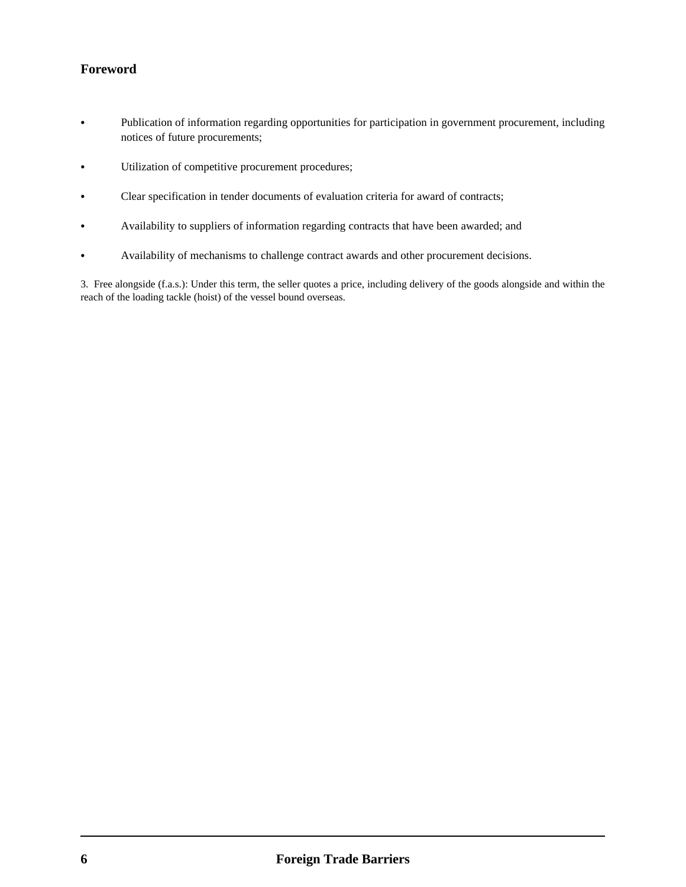- Publication of information regarding opportunities for participation in government procurement, including notices of future procurements;

- Utilization of competitive procurement procedures;

- Clear specification in tender documents of evaluation criteria for award of contracts;

- Availability to suppliers of information regarding contracts that have been awarded; and

- Availability of mechanisms to challenge contract awards and other procurement decisions.

3. Free alongside (f.a.s.): Under this term, the seller quotes a price, including delivery of the goods alongside and within the reach of the loading tackle (hoist) of the vessel bound overseas.